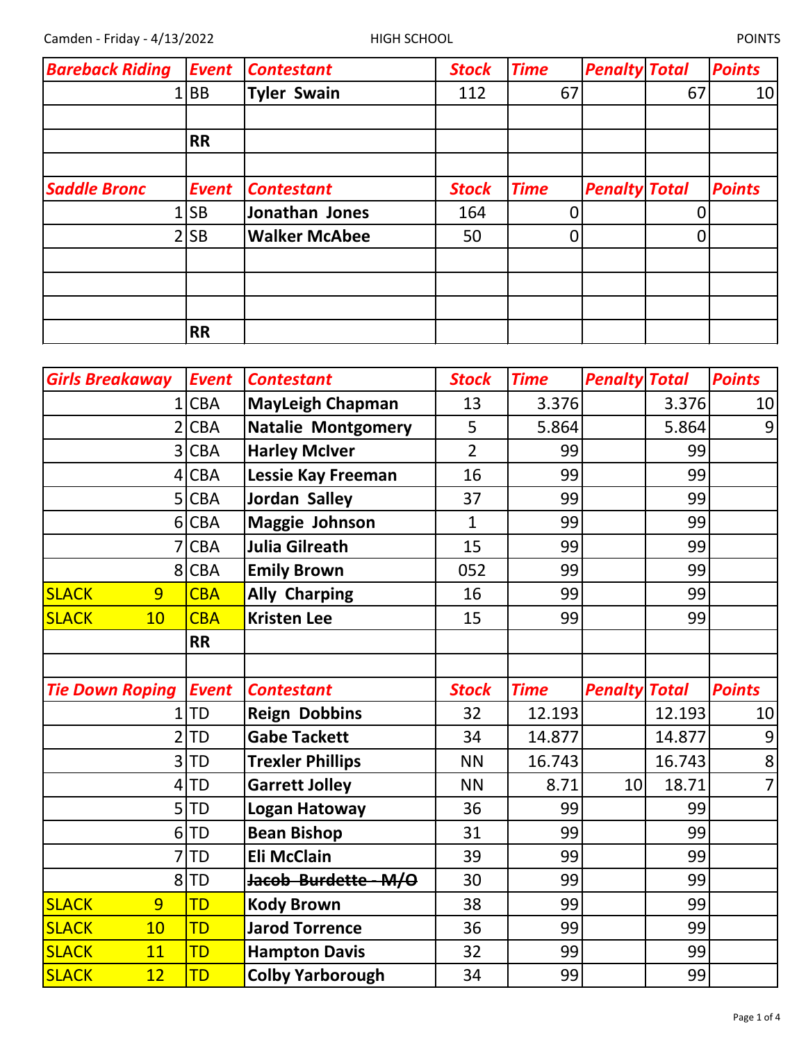Camden - Friday - 4/13/2022 HIGH SCHOOL POINTS

| Bareback Riding | Event | Contestant | Stock | Time | Penalty | Total | Points |
|---|---|---|---|---|---|---|---|
| 1 | BB | Tyler Swain | 112 | 67 | | 67 | 10 |
| | | | | | | | |
| | RR | | | | | | |
| | | | | | | | |

| Saddle Bronc | Event | Contestant | Stock | Time | Penalty | Total | Points |
|---|---|---|---|---|---|---|---|
| 1 | SB | Jonathan Jones | 164 | 0 | | 0 | |
| 2 | SB | Walker McAbee | 50 | 0 | | 0 | |
| | | | | | | | |
| | | | | | | | |
| | | | | | | | |
| | RR | | | | | | |

| Girls Breakaway | Event | Contestant | Stock | Time | Penalty | Total | Points |
|---|---|---|---|---|---|---|---|
| 1 | CBA | MayLeigh Chapman | 13 | 3.376 | | 3.376 | 10 |
| 2 | CBA | Natalie Montgomery | 5 | 5.864 | | 5.864 | 9 |
| 3 | CBA | Harley McIver | 2 | 99 | | 99 | |
| 4 | CBA | Lessie Kay Freeman | 16 | 99 | | 99 | |
| 5 | CBA | Jordan Salley | 37 | 99 | | 99 | |
| 6 | CBA | Maggie Johnson | 1 | 99 | | 99 | |
| 7 | CBA | Julia Gilreath | 15 | 99 | | 99 | |
| 8 | CBA | Emily Brown | 052 | 99 | | 99 | |
| SLACK 9 | CBA | Ally Charping | 16 | 99 | | 99 | |
| SLACK 10 | CBA | Kristen Lee | 15 | 99 | | 99 | |
| | RR | | | | | | |
| | | | | | | | |

| Tie Down Roping | Event | Contestant | Stock | Time | Penalty | Total | Points |
|---|---|---|---|---|---|---|---|
| 1 | TD | Reign Dobbins | 32 | 12.193 | | 12.193 | 10 |
| 2 | TD | Gabe Tackett | 34 | 14.877 | | 14.877 | 9 |
| 3 | TD | Trexler Phillips | NN | 16.743 | | 16.743 | 8 |
| 4 | TD | Garrett Jolley | NN | 8.71 | 10 | 18.71 | 7 |
| 5 | TD | Logan Hatoway | 36 | 99 | | 99 | |
| 6 | TD | Bean Bishop | 31 | 99 | | 99 | |
| 7 | TD | Eli McClain | 39 | 99 | | 99 | |
| 8 | TD | ~~Jacob Burdette - M/O~~ | 30 | 99 | | 99 | |
| SLACK 9 | TD | Kody Brown | 38 | 99 | | 99 | |
| SLACK 10 | TD | Jarod Torrence | 36 | 99 | | 99 | |
| SLACK 11 | TD | Hampton Davis | 32 | 99 | | 99 | |
| SLACK 12 | TD | Colby Yarborough | 34 | 99 | | 99 | |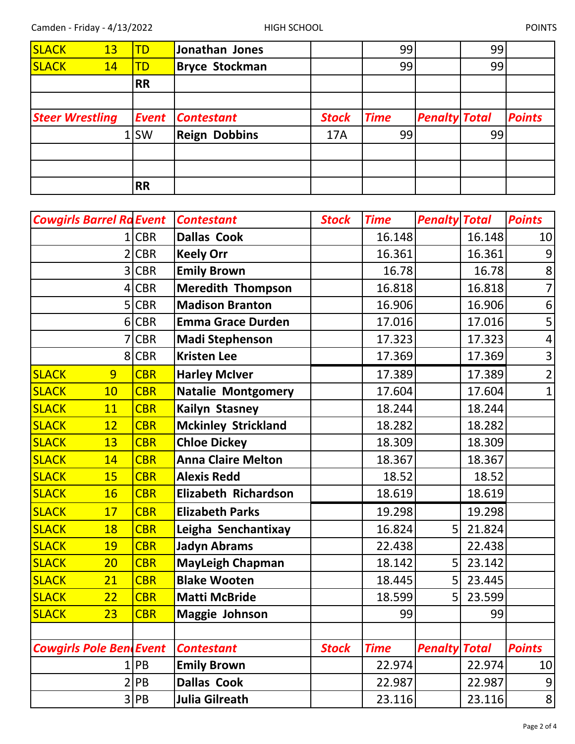| | Event | Contestant | Stock | Time | Penalty | Total | Points |
|---|---|---|---|---|---|---|---|
| SLACK 13 | TD | Jonathan Jones | | 99 | | 99 | |
| SLACK 14 | TD | Bryce Stockman | | 99 | | 99 | |
| | RR | | | | | | |

| Steer Wrestling | Event | Contestant | Stock | Time | Penalty | Total | Points |
|---|---|---|---|---|---|---|---|
| 1 | SW | Reign Dobbins | 17A | 99 | | 99 | |
| | | | | | | | |
| | | | | | | | |
| | RR | | | | | | |

| Cowgirls Barrel Ra | Event | Contestant | Stock | Time | Penalty | Total | Points |
|---|---|---|---|---|---|---|---|
| 1 | CBR | Dallas Cook | | 16.148 | | 16.148 | 10 |
| 2 | CBR | Keely Orr | | 16.361 | | 16.361 | 9 |
| 3 | CBR | Emily Brown | | 16.78 | | 16.78 | 8 |
| 4 | CBR | Meredith Thompson | | 16.818 | | 16.818 | 7 |
| 5 | CBR | Madison Branton | | 16.906 | | 16.906 | 6 |
| 6 | CBR | Emma Grace Durden | | 17.016 | | 17.016 | 5 |
| 7 | CBR | Madi Stephenson | | 17.323 | | 17.323 | 4 |
| 8 | CBR | Kristen Lee | | 17.369 | | 17.369 | 3 |
| SLACK 9 | CBR | Harley McIver | | 17.389 | | 17.389 | 2 |
| SLACK 10 | CBR | Natalie Montgomery | | 17.604 | | 17.604 | 1 |
| SLACK 11 | CBR | Kailyn Stasney | | 18.244 | | 18.244 | |
| SLACK 12 | CBR | Mckinley Strickland | | 18.282 | | 18.282 | |
| SLACK 13 | CBR | Chloe Dickey | | 18.309 | | 18.309 | |
| SLACK 14 | CBR | Anna Claire Melton | | 18.367 | | 18.367 | |
| SLACK 15 | CBR | Alexis Redd | | 18.52 | | 18.52 | |
| SLACK 16 | CBR | Elizabeth Richardson | | 18.619 | | 18.619 | |
| SLACK 17 | CBR | Elizabeth Parks | | 19.298 | | 19.298 | |
| SLACK 18 | CBR | Leigha Senchantixay | | 16.824 | 5 | 21.824 | |
| SLACK 19 | CBR | Jadyn Abrams | | 22.438 | | 22.438 | |
| SLACK 20 | CBR | MayLeigh Chapman | | 18.142 | 5 | 23.142 | |
| SLACK 21 | CBR | Blake Wooten | | 18.445 | 5 | 23.445 | |
| SLACK 22 | CBR | Matti McBride | | 18.599 | 5 | 23.599 | |
| SLACK 23 | CBR | Maggie Johnson | | 99 | | 99 | |

| Cowgirls Pole Ben | Event | Contestant | Stock | Time | Penalty | Total | Points |
|---|---|---|---|---|---|---|---|
| 1 | PB | Emily Brown | | 22.974 | | 22.974 | 10 |
| 2 | PB | Dallas Cook | | 22.987 | | 22.987 | 9 |
| 3 | PB | Julia Gilreath | | 23.116 | | 23.116 | 8 |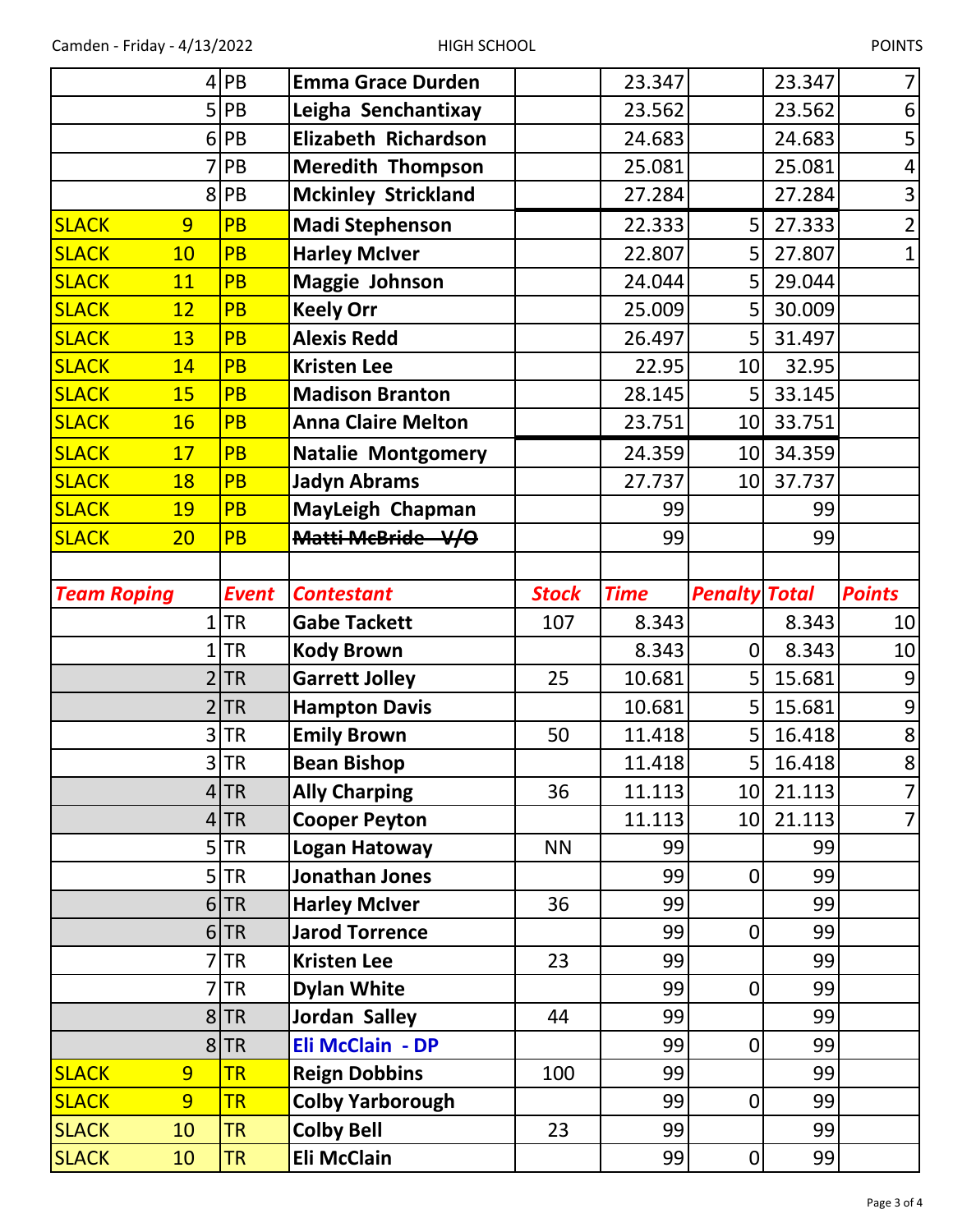| | | | | | | | | |
|---|---|---|---|---|---|---|---|---|
| | 4 | PB | **Emma Grace Durden** | | 23.347 | | 23.347 | 7 |
| | 5 | PB | **Leigha Senchantixay** | | 23.562 | | 23.562 | 6 |
| | 6 | PB | **Elizabeth Richardson** | | 24.683 | | 24.683 | 5 |
| | 7 | PB | **Meredith Thompson** | | 25.081 | | 25.081 | 4 |
| | 8 | PB | **Mckinley Strickland** | | 27.284 | | 27.284 | 3 |
| SLACK | 9 | PB | **Madi Stephenson** | | 22.333 | 5 | 27.333 | 2 |
| SLACK | 10 | PB | **Harley McIver** | | 22.807 | 5 | 27.807 | 1 |
| SLACK | 11 | PB | **Maggie Johnson** | | 24.044 | 5 | 29.044 | |
| SLACK | 12 | PB | **Keely Orr** | | 25.009 | 5 | 30.009 | |
| SLACK | 13 | PB | **Alexis Redd** | | 26.497 | 5 | 31.497 | |
| SLACK | 14 | PB | **Kristen Lee** | | 22.95 | 10 | 32.95 | |
| SLACK | 15 | PB | **Madison Branton** | | 28.145 | 5 | 33.145 | |
| SLACK | 16 | PB | **Anna Claire Melton** | | 23.751 | 10 | 33.751 | |
| SLACK | 17 | PB | **Natalie Montgomery** | | 24.359 | 10 | 34.359 | |
| SLACK | 18 | PB | **Jadyn Abrams** | | 27.737 | 10 | 37.737 | |
| SLACK | 19 | PB | **MayLeigh Chapman** | | 99 | | 99 | |
| SLACK | 20 | PB | ~~**Matti McBride V/O**~~ | | 99 | | 99 | |
| | | | | | | | | |
| ***Team Roping*** | | ***Event*** | ***Contestant*** | ***Stock*** | ***Time*** | ***Penalty*** | ***Total*** | ***Points*** |
| | 1 | TR | **Gabe Tackett** | 107 | 8.343 | | 8.343 | 10 |
| | 1 | TR | **Kody Brown** | | 8.343 | 0 | 8.343 | 10 |
| | 2 | TR | **Garrett Jolley** | 25 | 10.681 | 5 | 15.681 | 9 |
| | 2 | TR | **Hampton Davis** | | 10.681 | 5 | 15.681 | 9 |
| | 3 | TR | **Emily Brown** | 50 | 11.418 | 5 | 16.418 | 8 |
| | 3 | TR | **Bean Bishop** | | 11.418 | 5 | 16.418 | 8 |
| | 4 | TR | **Ally Charping** | 36 | 11.113 | 10 | 21.113 | 7 |
| | 4 | TR | **Cooper Peyton** | | 11.113 | 10 | 21.113 | 7 |
| | 5 | TR | **Logan Hatoway** | NN | 99 | | 99 | |
| | 5 | TR | **Jonathan Jones** | | 99 | 0 | 99 | |
| | 6 | TR | **Harley McIver** | 36 | 99 | | 99 | |
| | 6 | TR | **Jarod Torrence** | | 99 | 0 | 99 | |
| | 7 | TR | **Kristen Lee** | 23 | 99 | | 99 | |
| | 7 | TR | **Dylan White** | | 99 | 0 | 99 | |
| | 8 | TR | **Jordan Salley** | 44 | 99 | | 99 | |
| | 8 | TR | **Eli McClain - DP** | | 99 | 0 | 99 | |
| SLACK | 9 | TR | **Reign Dobbins** | 100 | 99 | | 99 | |
| SLACK | 9 | TR | **Colby Yarborough** | | 99 | 0 | 99 | |
| SLACK | 10 | TR | **Colby Bell** | 23 | 99 | | 99 | |
| SLACK | 10 | TR | **Eli McClain** | | 99 | 0 | 99 | |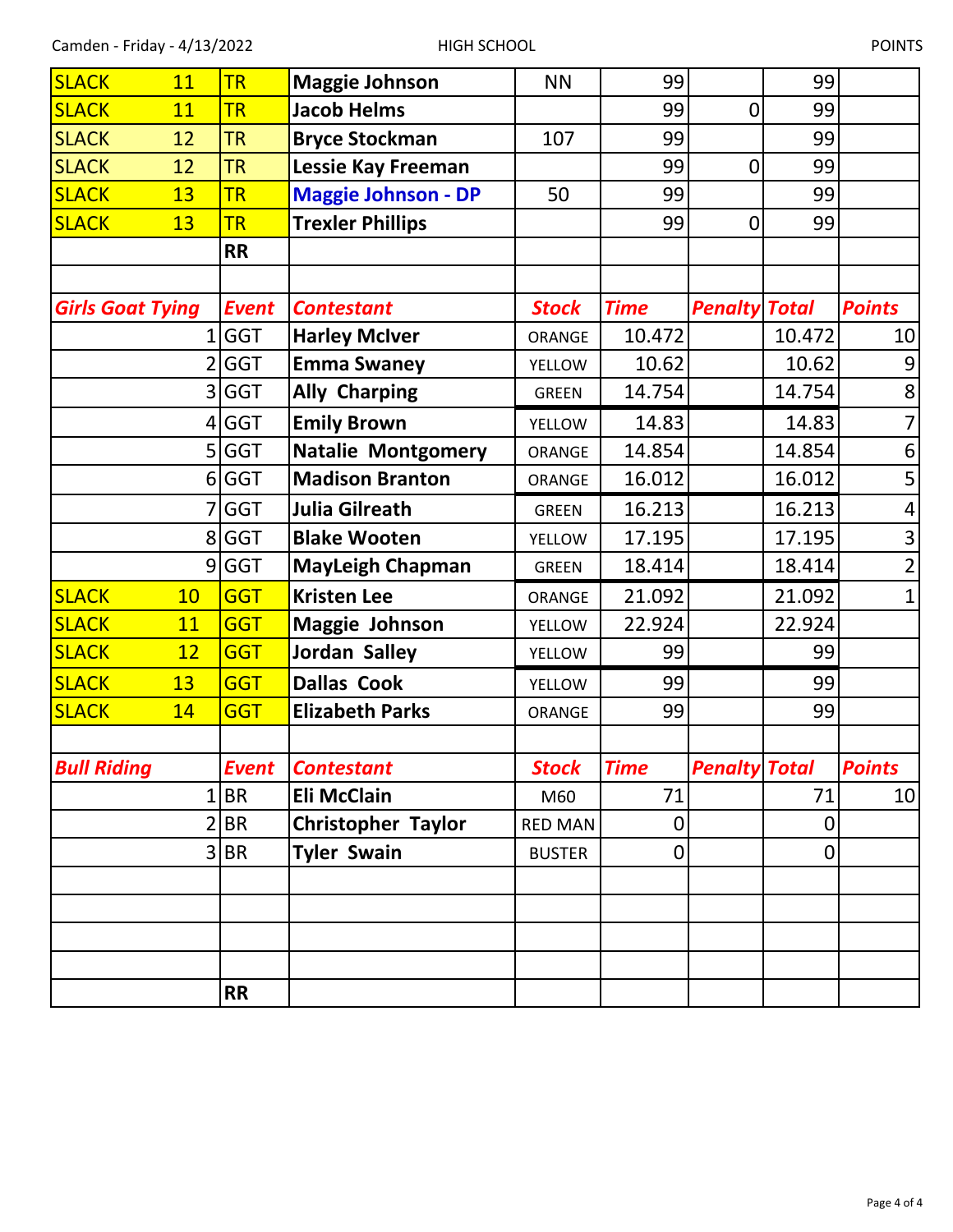| | | | | | | | | |
|---|---|---|---|---|---|---|---|---|
| SLACK | 11 | TR | **Maggie Johnson** | NN | 99 | | 99 | |
| SLACK | 11 | TR | **Jacob Helms** | | 99 | 0 | 99 | |
| SLACK | 12 | TR | **Bryce Stockman** | 107 | 99 | | 99 | |
| SLACK | 12 | TR | **Lessie Kay Freeman** | | 99 | 0 | 99 | |
| SLACK | 13 | TR | **Maggie Johnson - DP** | 50 | 99 | | 99 | |
| SLACK | 13 | TR | **Trexler Phillips** | | 99 | 0 | 99 | |
| | | **RR** | | | | | | |

| *Girls Goat Tying* | | *Event* | *Contestant* | *Stock* | *Time* | *Penalty* | *Total* | *Points* |
|---|---|---|---|---|---|---|---|---|
| | 1 | GGT | **Harley McIver** | ORANGE | 10.472 | | 10.472 | 10 |
| | 2 | GGT | **Emma Swaney** | YELLOW | 10.62 | | 10.62 | 9 |
| | 3 | GGT | **Ally Charping** | GREEN | 14.754 | | 14.754 | 8 |
| | 4 | GGT | **Emily Brown** | YELLOW | 14.83 | | 14.83 | 7 |
| | 5 | GGT | **Natalie Montgomery** | ORANGE | 14.854 | | 14.854 | 6 |
| | 6 | GGT | **Madison Branton** | ORANGE | 16.012 | | 16.012 | 5 |
| | 7 | GGT | **Julia Gilreath** | GREEN | 16.213 | | 16.213 | 4 |
| | 8 | GGT | **Blake Wooten** | YELLOW | 17.195 | | 17.195 | 3 |
| | 9 | GGT | **MayLeigh Chapman** | GREEN | 18.414 | | 18.414 | 2 |
| SLACK | 10 | GGT | **Kristen Lee** | ORANGE | 21.092 | | 21.092 | 1 |
| SLACK | 11 | GGT | **Maggie Johnson** | YELLOW | 22.924 | | 22.924 | |
| SLACK | 12 | GGT | **Jordan Salley** | YELLOW | 99 | | 99 | |
| SLACK | 13 | GGT | **Dallas Cook** | YELLOW | 99 | | 99 | |
| SLACK | 14 | GGT | **Elizabeth Parks** | ORANGE | 99 | | 99 | |

| *Bull Riding* | | *Event* | *Contestant* | *Stock* | *Time* | *Penalty* | *Total* | *Points* |
|---|---|---|---|---|---|---|---|---|
| | 1 | BR | **Eli McClain** | M60 | 71 | | 71 | 10 |
| | 2 | BR | **Christopher Taylor** | RED MAN | 0 | | 0 | |
| | 3 | BR | **Tyler Swain** | BUSTER | 0 | | 0 | |
| | | **RR** | | | | | | |